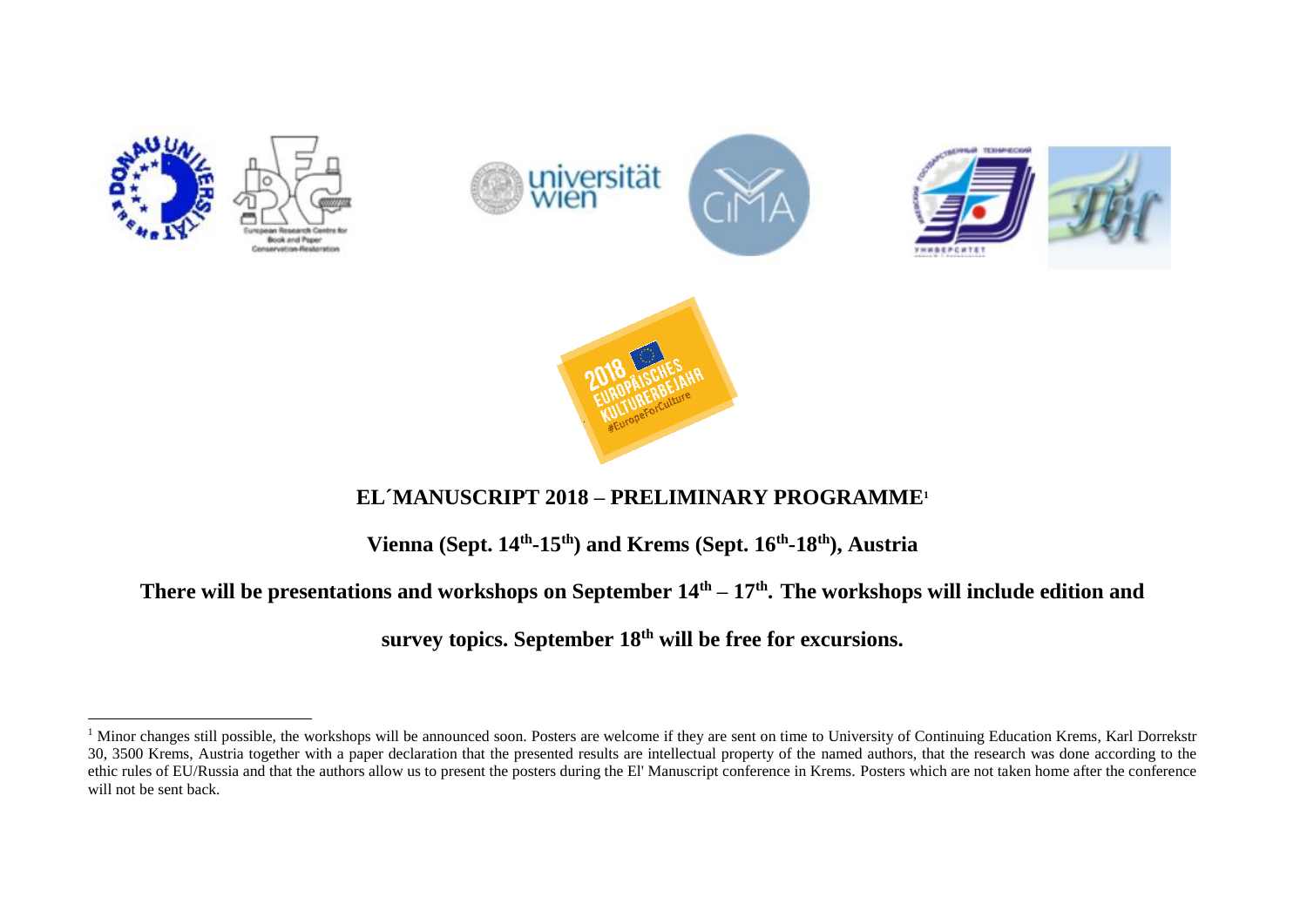# EL´MANUSCRIPT 2018 – PRELIMINARY PROGRAMME[1]

**Vienna (Sept. 14th-15th) and Krems (Sept. 16th-18th), Austria**

**There will be presentations and workshops on September 14th – 17th. The workshops will include edition and survey topics. September 18th will be free for excursions.**

[1] Minor changes still possible, the workshops will be announced soon. Posters are welcome if they are sent on time to University of Continuing Education Krems, Karl Dorrekstr 30, 3500 Krems, Austria together with a paper declaration that the presented results are intellectual property of the named authors, that the research was done according to the ethic rules of EU/Russia and that the authors allow us to present the posters during the El' Manuscript conference in Krems. Posters which are not taken home after the conference will not be sent back.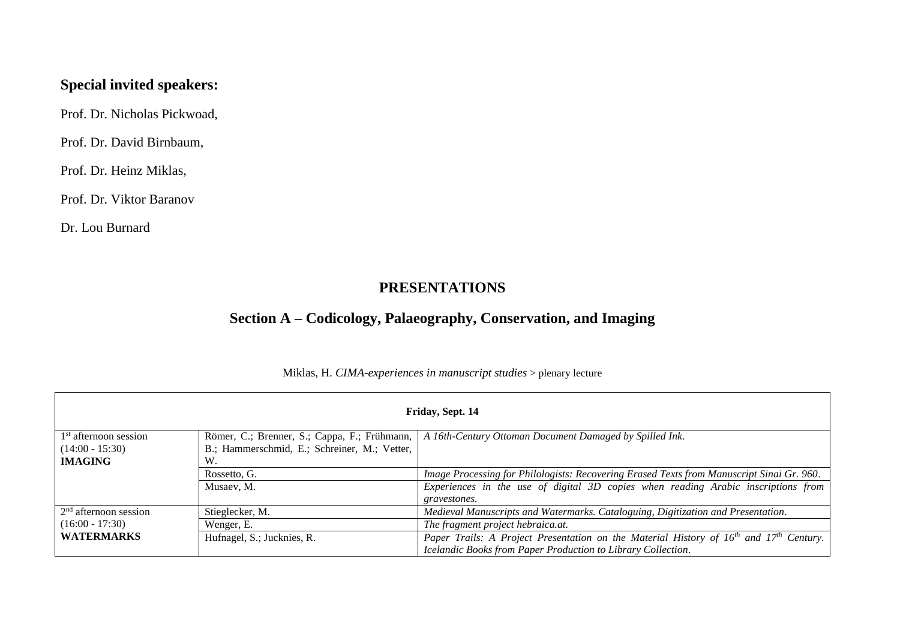**Special invited speakers:**

Prof. Dr. Nicholas Pickwoad,

Prof. Dr. David Birnbaum,

Prof. Dr. Heinz Miklas,

Prof. Dr. Viktor Baranov

Dr. Lou Burnard

## PRESENTATIONS

## Section A – Codicology, Palaeography, Conservation, and Imaging

Miklas, H. *CIMA-experiences in manuscript studies* > plenary lecture

| Friday, Sept. 14 | | |
|---|---|---|
| 1st afternoon session (14:00 - 15:30) **IMAGING** | Römer, C.; Brenner, S.; Cappa, F.; Frühmann, B.; Hammerschmid, E.; Schreiner, M.; Vetter, W. | *A 16th-Century Ottoman Document Damaged by Spilled Ink.* |
| | Rossetto, G. | *Image Processing for Philologists: Recovering Erased Texts from Manuscript Sinai Gr. 960*. |
| | Musaev, M. | *Experiences in the use of digital 3D copies when reading Arabic inscriptions from gravestones.* |
| 2nd afternoon session (16:00 - 17:30) **WATERMARKS** | Stieglecker, M. | *Medieval Manuscripts and Watermarks. Cataloguing, Digitization and Presentation*. |
| | Wenger, E. | *The fragment project hebraica.at.* |
| | Hufnagel, S.; Jucknies, R. | *Paper Trails: A Project Presentation on the Material History of 16th and 17th Century. Icelandic Books from Paper Production to Library Collection*. |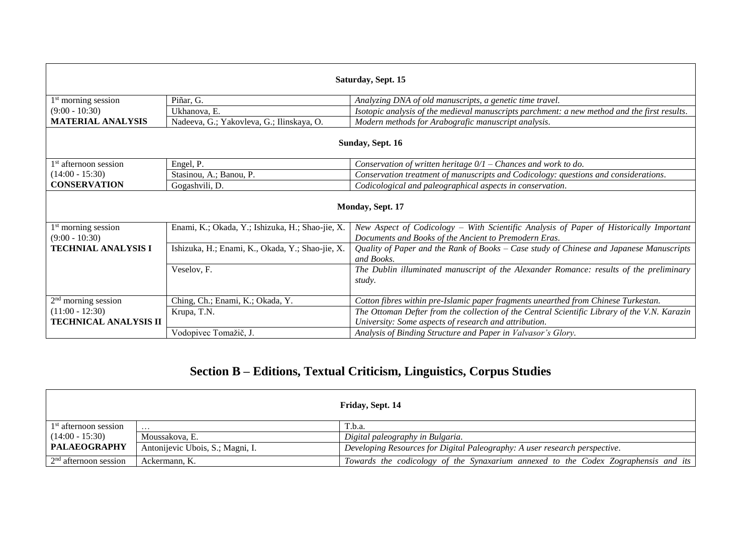| Saturday, Sept. 15 | | |
|---|---|---|
| 1st morning session (9:00 - 10:30) **MATERIAL ANALYSIS** | Piñar, G. | *Analyzing DNA of old manuscripts, a genetic time travel.* |
| | Ukhanova, E. | *Isotopic analysis of the medieval manuscripts parchment: a new method and the first results.* |
| | Nadeeva, G.; Yakovleva, G.; Ilinskaya, O. | *Modern methods for Arabografic manuscript analysis.* |
| **Sunday, Sept. 16** | | |
| 1st afternoon session (14:00 - 15:30) **CONSERVATION** | Engel, P. | *Conservation of written heritage 0/1 – Chances and work to do.* |
| | Stasinou, A.; Banou, P. | *Conservation treatment of manuscripts and Codicology: questions and considerations.* |
| | Gogashvili, D. | *Codicological and paleographical aspects in conservation.* |
| **Monday, Sept. 17** | | |
| 1st morning session (9:00 - 10:30) **TECHNIAL ANALYSIS I** | Enami, K.; Okada, Y.; Ishizuka, H.; Shao-jie, X. | *New Aspect of Codicology – With Scientific Analysis of Paper of Historically Important Documents and Books of the Ancient to Premodern Eras.* |
| | Ishizuka, H.; Enami, K., Okada, Y.; Shao-jie, X. | *Quality of Paper and the Rank of Books – Case study of Chinese and Japanese Manuscripts and Books.* |
| | Veselov, F. | *The Dublin illuminated manuscript of the Alexander Romance: results of the preliminary study.* |
| 2nd morning session (11:00 - 12:30) **TECHNICAL ANALYSIS II** | Ching, Ch.; Enami, K.; Okada, Y. | *Cotton fibres within pre-Islamic paper fragments unearthed from Chinese Turkestan.* |
| | Krupa, T.N. | *The Ottoman Defter from the collection of the Central Scientific Library of the V.N. Karazin University: Some aspects of research and attribution.* |
| | Vodopivec Tomažič, J. | *Analysis of Binding Structure and Paper in Valvasor's Glory.* |

## Section B – Editions, Textual Criticism, Linguistics, Corpus Studies

| Friday, Sept. 14 | | |
|---|---|---|
| 1st afternoon session (14:00 - 15:30) **PALAEOGRAPHY** | … | T.b.a. |
| | Moussakova, E. | *Digital paleography in Bulgaria.* |
| | Antonijevic Ubois, S.; Magni, I. | *Developing Resources for Digital Paleography: A user research perspective.* |
| 2nd afternoon session | Ackermann, K. | *Towards the codicology of the Synaxarium annexed to the Codex Zographensis and its* |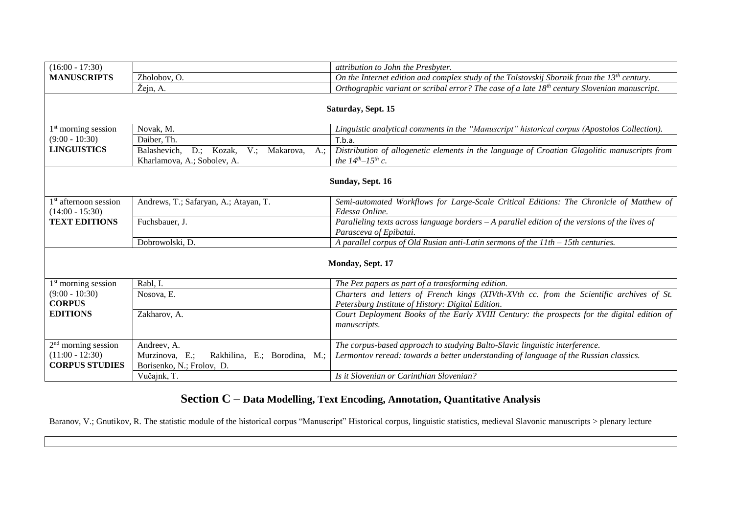| | | |
|---|---|---|
| (16:00 - 17:30) | | *attribution to John the Presbyter.* |
| **MANUSCRIPTS** | Zholobov, O. | *On the Internet edition and complex study of the Tolstovskij Sbornik from the 13th century.* |
| | Žejn, A. | *Orthographic variant or scribal error? The case of a late 18th century Slovenian manuscript.* |
| **Saturday, Sept. 15** | | |
| 1st morning session (9:00 - 10:30) **LINGUISTICS** | Novak, M. | *Linguistic analytical comments in the "Manuscript" historical corpus (Apostolos Collection).* |
| | Daiber, Th. | T.b.a. |
| | Balashevich, D.; Kozak, V.; Makarova, A.; Kharlamova, A.; Sobolev, A. | *Distribution of allogenetic elements in the language of Croatian Glagolitic manuscripts from the 14th–15th c.* |
| **Sunday, Sept. 16** | | |
| 1st afternoon session (14:00 - 15:30) **TEXT EDITIONS** | Andrews, T.; Safaryan, A.; Atayan, T. | *Semi-automated Workflows for Large-Scale Critical Editions: The Chronicle of Matthew of Edessa Online.* |
| | Fuchsbauer, J. | *Paralleling texts across language borders – A parallel edition of the versions of the lives of Parasceva of Epibatai.* |
| | Dobrowolski, D. | *A parallel corpus of Old Rusian anti-Latin sermons of the 11th – 15th centuries.* |
| **Monday, Sept. 17** | | |
| 1st morning session (9:00 - 10:30) **CORPUS EDITIONS** | Rabl, I. | *The Pez papers as part of a transforming edition.* |
| | Nosova, E. | *Charters and letters of French kings (XIVth-XVth cc. from the Scientific archives of St. Petersburg Institute of History: Digital Edition.* |
| | Zakharov, A. | *Court Deployment Books of the Early XVIII Century: the prospects for the digital edition of manuscripts.* |
| 2nd morning session (11:00 - 12:30) **CORPUS STUDIES** | Andreev, A. | *The corpus-based approach to studying Balto-Slavic linguistic interference.* |
| | Murzinova, E.; Rakhilina, E.; Borodina, M.; Borisenko, N.; Frolov, D. | *Lermontov reread: towards a better understanding of language of the Russian classics.* |
| | Vučajnk, T. | *Is it Slovenian or Carinthian Slovenian?* |

## Section C – Data Modelling, Text Encoding, Annotation, Quantitative Analysis

Baranov, V.; Gnutikov, R. The statistic module of the historical corpus "Manuscript" Historical corpus, linguistic statistics, medieval Slavonic manuscripts > plenary lecture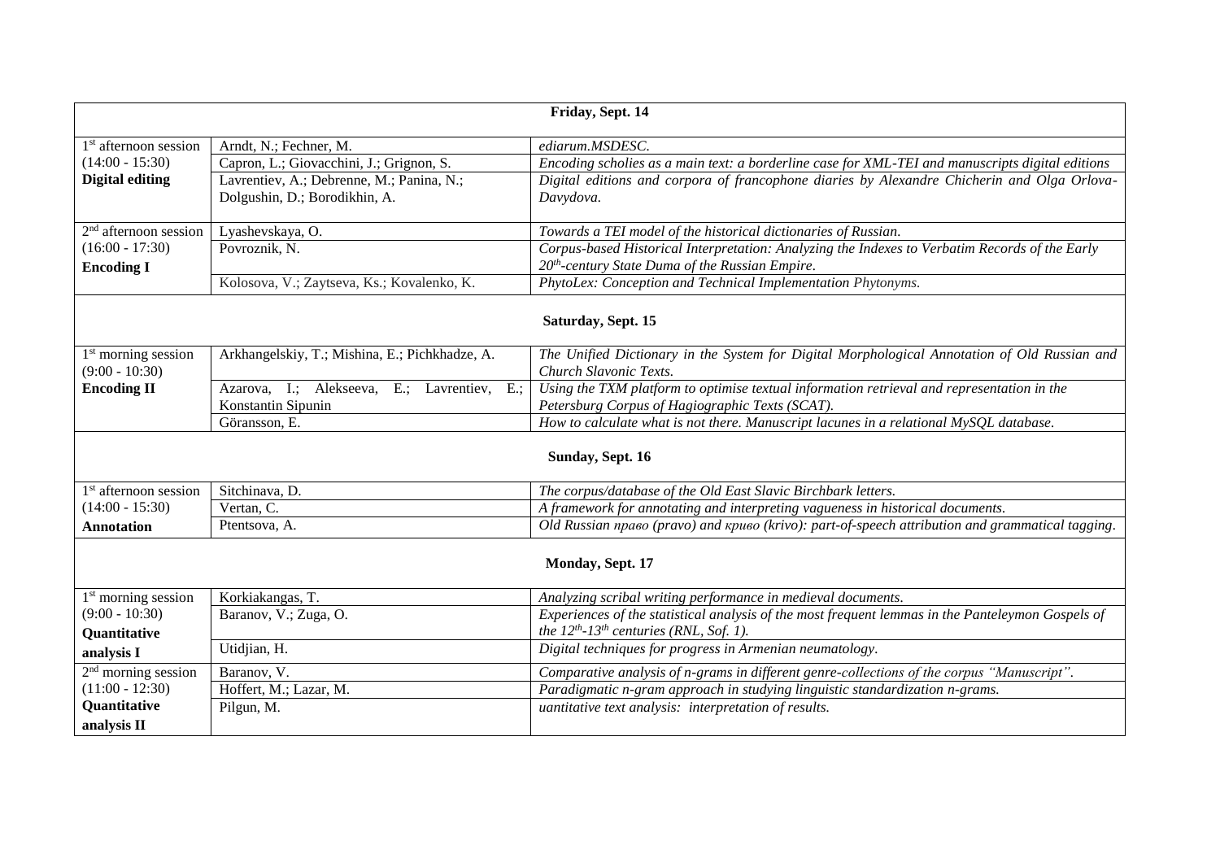| Friday, Sept. 14 | | |
|---|---|---|
| 1st afternoon session (14:00 - 15:30) **Digital editing** | Arndt, N.; Fechner, M. | *ediarum.MSDESC.* |
| | Capron, L.; Giovacchini, J.; Grignon, S. | *Encoding scholies as a main text: a borderline case for XML-TEI and manuscripts digital editions* |
| | Lavrentiev, A.; Debrenne, M.; Panina, N.; Dolgushin, D.; Borodikhin, A. | *Digital editions and corpora of francophone diaries by Alexandre Chicherin and Olga Orlova-Davydova.* |
| 2nd afternoon session (16:00 - 17:30) **Encoding I** | Lyashevskaya, O. | *Towards a TEI model of the historical dictionaries of Russian.* |
| | Povroznik, N. | *Corpus-based Historical Interpretation: Analyzing the Indexes to Verbatim Records of the Early 20th-century State Duma of the Russian Empire.* |
| | Kolosova, V.; Zaytseva, Ks.; Kovalenko, K. | *PhytoLex: Conception and Technical Implementation Phytonyms.* |
| **Saturday, Sept. 15** | | |
| 1st morning session (9:00 - 10:30) **Encoding II** | Arkhangelskiy, T.; Mishina, E.; Pichkhadze, A. | *The Unified Dictionary in the System for Digital Morphological Annotation of Old Russian and Church Slavonic Texts.* |
| | Azarova, I.; Alekseeva, E.; Lavrentiev, E.; Konstantin Sipunin | *Using the TXM platform to optimise textual information retrieval and representation in the Petersburg Corpus of Hagiographic Texts (SCAT).* |
| | Göransson, E. | *How to calculate what is not there. Manuscript lacunes in a relational MySQL database.* |
| **Sunday, Sept. 16** | | |
| 1st afternoon session (14:00 - 15:30) **Annotation** | Sitchinava, D. | *The corpus/database of the Old East Slavic Birchbark letters.* |
| | Vertan, C. | *A framework for annotating and interpreting vagueness in historical documents.* |
| | Ptentsova, A. | *Old Russian право (pravo) and криво (krivo): part-of-speech attribution and grammatical tagging.* |
| **Monday, Sept. 17** | | |
| 1st morning session (9:00 - 10:30) **Quantitative analysis I** | Korkiakangas, T. | *Analyzing scribal writing performance in medieval documents.* |
| | Baranov, V.; Zuga, O. | *Experiences of the statistical analysis of the most frequent lemmas in the Panteleymon Gospels of the 12th-13th centuries (RNL, Sof. 1).* |
| | Utidjian, H. | *Digital techniques for progress in Armenian neumatology.* |
| 2nd morning session (11:00 - 12:30) **Quantitative analysis II** | Baranov, V. | *Comparative analysis of n-grams in different genre-collections of the corpus "Manuscript".* |
| | Hoffert, M.; Lazar, M. | *Paradigmatic n-gram approach in studying linguistic standardization n-grams.* |
| | Pilgun, M. | *uantitative text analysis: interpretation of results.* |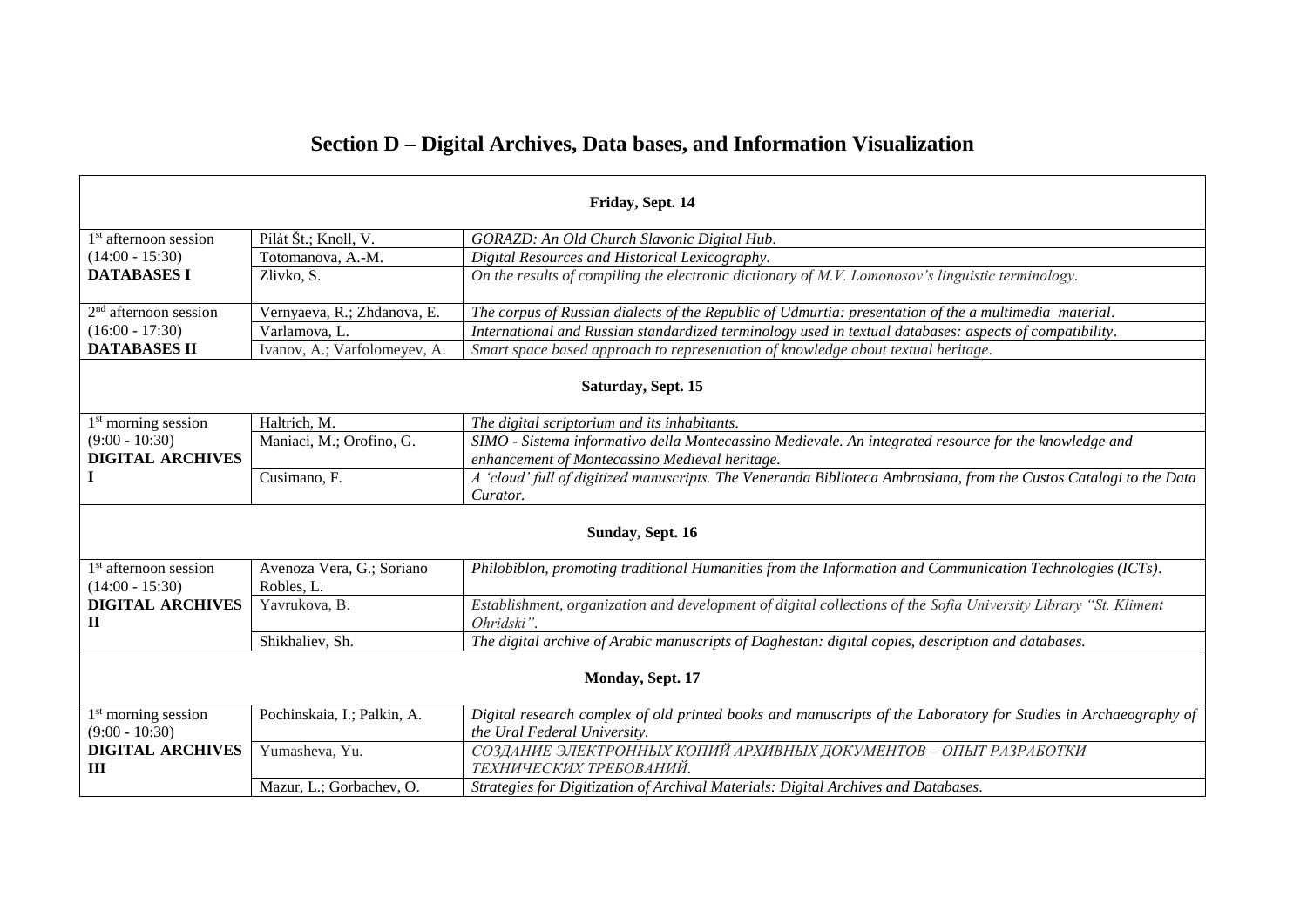# Section D – Digital Archives, Data bases, and Information Visualization

| Friday, Sept. 14 | | |
|---|---|---|
| 1st afternoon session (14:00 - 15:30) **DATABASES I** | Pilát Št.; Knoll, V. | *GORAZD: An Old Church Slavonic Digital Hub.* |
| | Totomanova, A.-M. | *Digital Resources and Historical Lexicography*. |
| | Zlivko, S. | *On the results of compiling the electronic dictionary of M.V. Lomonosov's linguistic terminology*. |
| 2nd afternoon session (16:00 - 17:30) **DATABASES II** | Vernyaeva, R.; Zhdanova, E. | *The corpus of Russian dialects of the Republic of Udmurtia: presentation of the a multimedia material*. |
| | Varlamova, L. | *International and Russian standardized terminology used in textual databases: aspects of compatibility*. |
| | Ivanov, A.; Varfolomeyev, A. | *Smart space based approach to representation of knowledge about textual heritage*. |
| **Saturday, Sept. 15** | | |
| 1st morning session (9:00 - 10:30) **DIGITAL ARCHIVES I** | Haltrich, M. | *The digital scriptorium and its inhabitants.* |
| | Maniaci, M.; Orofino, G. | *SIMO - Sistema informativo della Montecassino Medievale. An integrated resource for the knowledge and enhancement of Montecassino Medieval heritage.* |
| | Cusimano, F. | *A 'cloud' full of digitized manuscripts. The Veneranda Biblioteca Ambrosiana, from the Custos Catalogi to the Data Curator.* |
| **Sunday, Sept. 16** | | |
| 1st afternoon session (14:00 - 15:30) **DIGITAL ARCHIVES II** | Avenoza Vera, G.; Soriano Robles, L. | *Philobiblon, promoting traditional Humanities from the Information and Communication Technologies (ICTs)*. |
| | Yavrukova, B. | *Establishment, organization and development of digital collections of the Sofia University Library "St. Kliment Ohridski"*. |
| | Shikhaliev, Sh. | *The digital archive of Arabic manuscripts of Daghestan: digital copies, description and databases.* |
| **Monday, Sept. 17** | | |
| 1st morning session (9:00 - 10:30) **DIGITAL ARCHIVES III** | Pochinskaia, I.; Palkin, A. | *Digital research complex of old printed books and manuscripts of the Laboratory for Studies in Archaeography of the Ural Federal University.* |
| | Yumasheva, Yu. | *СОЗДАНИЕ ЭЛЕКТРОННЫХ КОПИЙ АРХИВНЫХ ДОКУМЕНТОВ – ОПЫТ РАЗРАБОТКИ ТЕХНИЧЕСКИХ ТРЕБОВАНИЙ.* |
| | Mazur, L.; Gorbachev, O. | *Strategies for Digitization of Archival Materials: Digital Archives and Databases*. |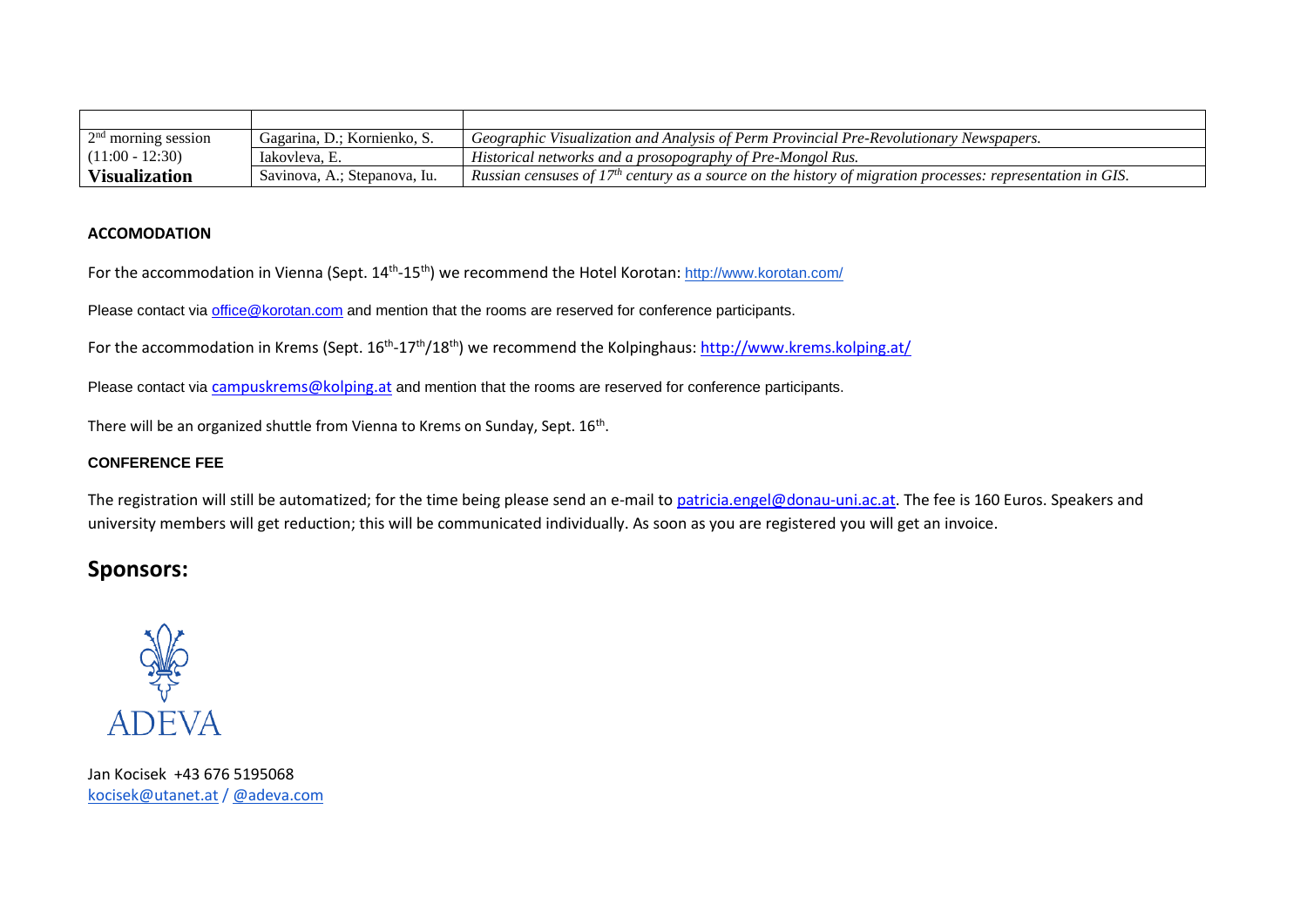| | | |
|---|---|---|
| 2nd morning session (11:00 - 12:30) **Visualization** | Gagarina, D.; Kornienko, S. | *Geographic Visualization and Analysis of Perm Provincial Pre-Revolutionary Newspapers.* |
| | Iakovleva, E. | *Historical networks and a prosopography of Pre-Mongol Rus.* |
| | Savinova, A.; Stepanova, Iu. | *Russian censuses of 17th century as a source on the history of migration processes: representation in GIS.* |

**ACCOMODATION**

For the accommodation in Vienna (Sept. 14th-15th) we recommend the Hotel Korotan: http://www.korotan.com/

Please contact via office@korotan.com and mention that the rooms are reserved for conference participants.

For the accommodation in Krems (Sept. 16th-17th/18th) we recommend the Kolpinghaus: http://www.krems.kolping.at/

Please contact via campuskrems@kolping.at and mention that the rooms are reserved for conference participants.

There will be an organized shuttle from Vienna to Krems on Sunday, Sept. 16th.

**CONFERENCE FEE**

The registration will still be automatized; for the time being please send an e-mail to patricia.engel@donau-uni.ac.at. The fee is 160 Euros. Speakers and university members will get reduction; this will be communicated individually. As soon as you are registered you will get an invoice.

## Sponsors:

ADEVA

Jan Kocisek +43 676 5195068
kocisek@utanet.at / @adeva.com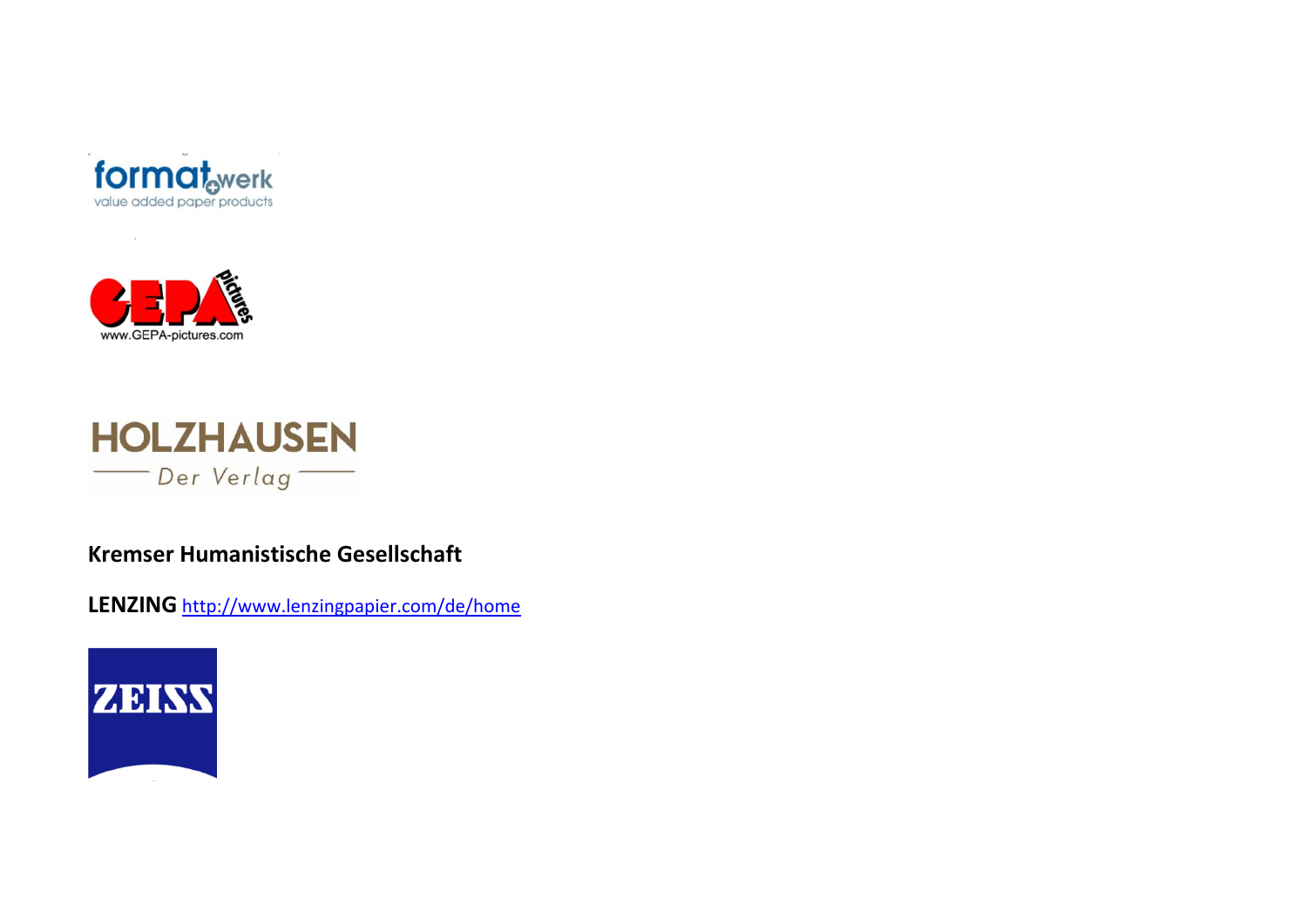format+werk
value added paper products

GEPA pictures
www.GEPA-pictures.com

HOLZHAUSEN
Der Verlag

**Kremser Humanistische Gesellschaft**

**LENZING** http://www.lenzingpapier.com/de/home

ZEISS